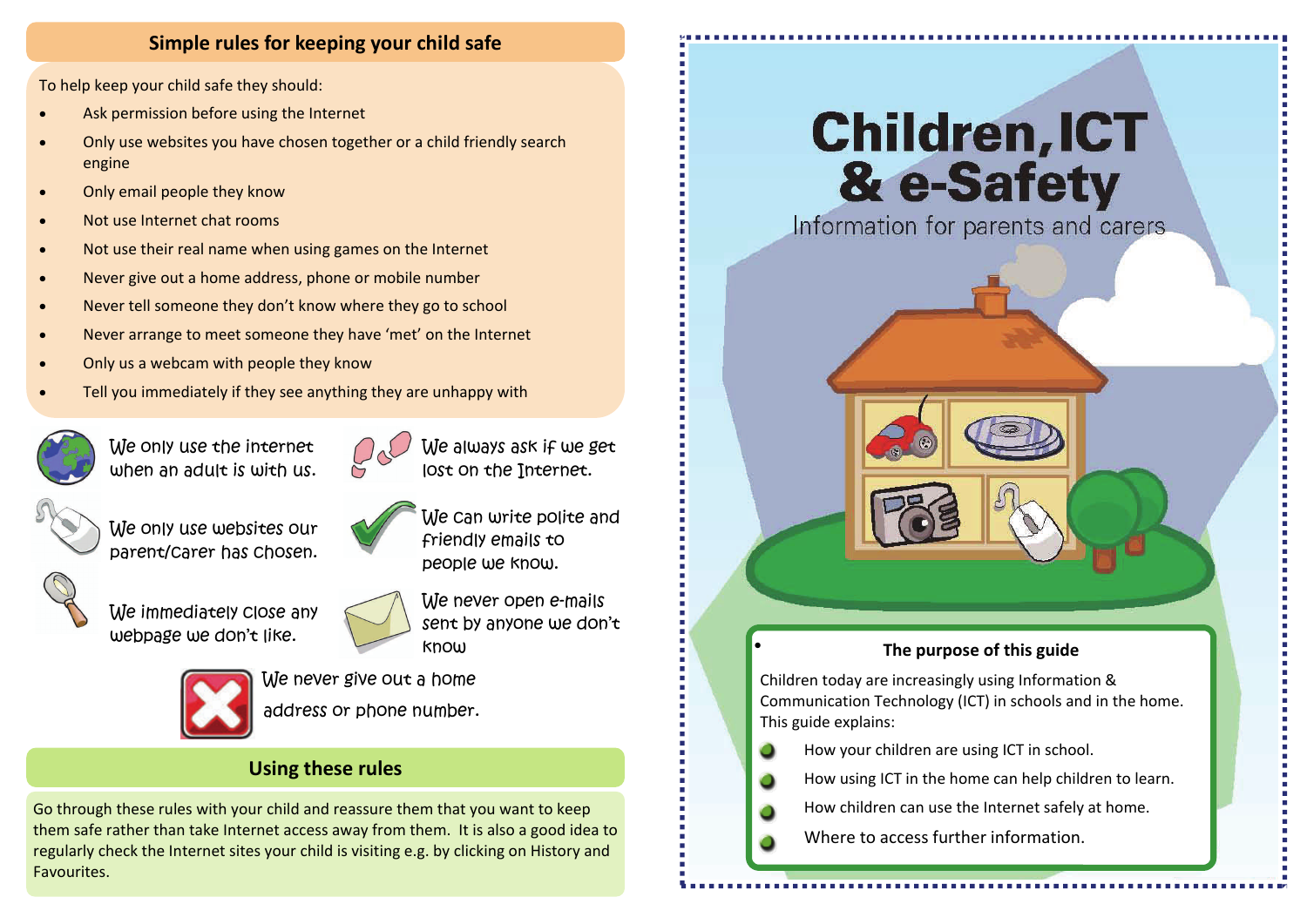## Simple rules for keeping your child safe

To help keep your child safe they should:

- Ask permission before using the Internet
- Only use websites you have chosen together or a child friendly search engine
- Only email people they know
- Not use Internet chat rooms
- Not use their real name when using games on the Internet
- Never give out a home address, phone or mobile number
- Never tell someone they don't know where they go to school
- Never arrange to meet someone they have 'met' on the Internet
- Only us a webcam with people they know
- Tell you immediately if they see anything they are unhappy with

We only use the internet when an adult is with us.

We always ask if we get lost on the Internet.

We only use websites our parent/carer has chosen.

We can write polite and friendly emails to people we know.

We immediately close any webpage we don't like.

We never open e-mails sent by anyone we don't know

We never give out a home address or phone number.

## Using these rules

Go through these rules with your child and reassure them that you want to keep them safe rather than take Internet access away from them. It is also a good idea to regularly check the Internet sites your child is visiting e.g. by clicking on History and Favourites.

# Children, ICT & e-Safety

Information for parents and carers

### The purpose of this guide

Children today are increasingly using Information & Communication Technology (ICT) in schools and in the home. This guide explains:

- How your children are using ICT in school.
- How using ICT in the home can help children to learn.
- How children can use the Internet safely at home.
- Where to access further information.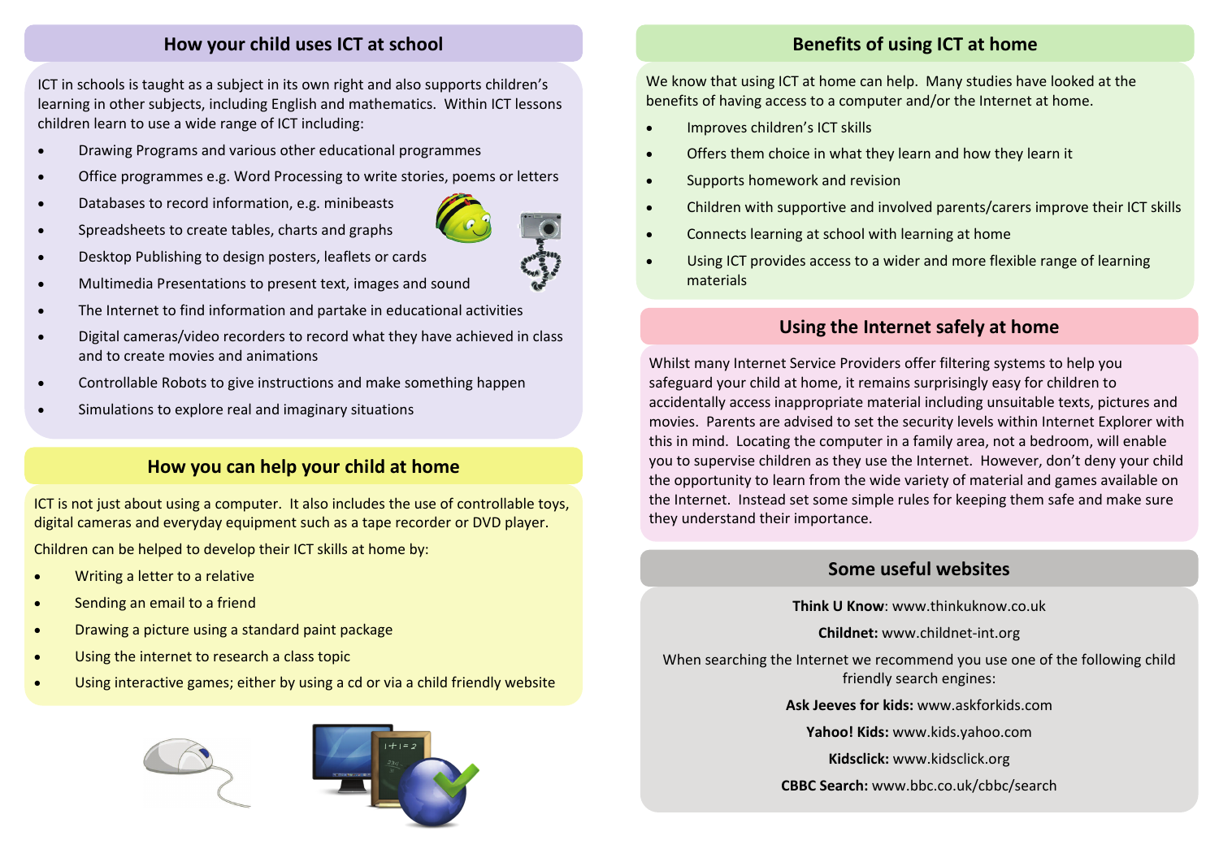## How your child uses ICT at school

ICT in schools is taught as a subject in its own right and also supports children's learning in other subjects, including English and mathematics. Within ICT lessons children learn to use a wide range of ICT including:

- Drawing Programs and various other educational programmes
- Office programmes e.g. Word Processing to write stories, poems or letters
- Databases to record information, e.g. minibeasts
- Spreadsheets to create tables, charts and graphs
- Desktop Publishing to design posters, leaflets or cards
- Multimedia Presentations to present text, images and sound
- The Internet to find information and partake in educational activities
- Digital cameras/video recorders to record what they have achieved in class and to create movies and animations
- Controllable Robots to give instructions and make something happen
- Simulations to explore real and imaginary situations

## How you can help your child at home

ICT is not just about using a computer. It also includes the use of controllable toys, digital cameras and everyday equipment such as a tape recorder or DVD player.

Children can be helped to develop their ICT skills at home by:

- Writing a letter to a relative
- Sending an email to a friend
- Drawing a picture using a standard paint package
- Using the internet to research a class topic
- Using interactive games; either by using a cd or via a child friendly website

## Benefits of using ICT at home

We know that using ICT at home can help. Many studies have looked at the benefits of having access to a computer and/or the Internet at home.

- Improves children's ICT skills
- Offers them choice in what they learn and how they learn it
- Supports homework and revision
- Children with supportive and involved parents/carers improve their ICT skills
- Connects learning at school with learning at home
- Using ICT provides access to a wider and more flexible range of learning materials

## Using the Internet safely at home

Whilst many Internet Service Providers offer filtering systems to help you safeguard your child at home, it remains surprisingly easy for children to accidentally access inappropriate material including unsuitable texts, pictures and movies. Parents are advised to set the security levels within Internet Explorer with this in mind. Locating the computer in a family area, not a bedroom, will enable you to supervise children as they use the Internet. However, don't deny your child the opportunity to learn from the wide variety of material and games available on the Internet. Instead set some simple rules for keeping them safe and make sure they understand their importance.

## Some useful websites

**Think U Know**: www.thinkuknow.co.uk

**Childnet:** www.childnet-int.org

When searching the Internet we recommend you use one of the following child friendly search engines:

**Ask Jeeves for kids:** www.askforkids.com

**Yahoo! Kids:** www.kids.yahoo.com

**Kidsclick:** www.kidsclick.org

**CBBC Search:** www.bbc.co.uk/cbbc/search